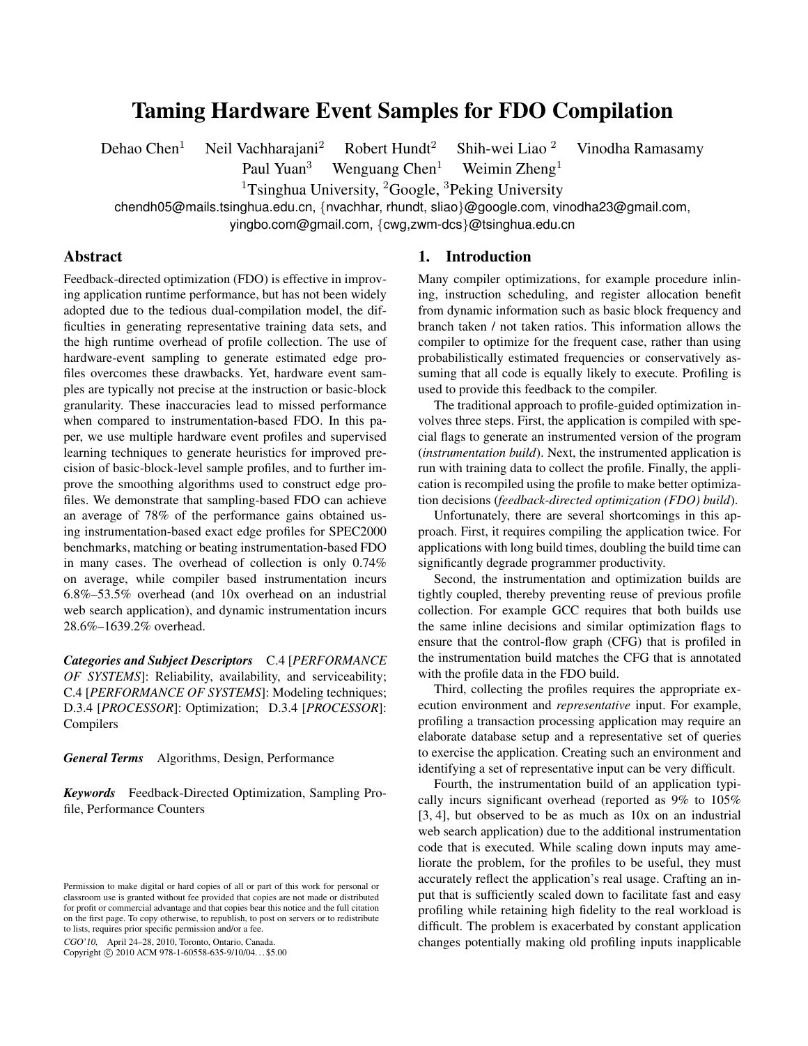# Taming Hardware Event Samples for FDO Compilation

Dehao Chen[1] Neil Vachharajani[2] Robert Hundt[2] Shih-wei Liao [2] Vinodha Ramasamy
Paul Yuan[3] Wenguang Chen[1] Weimin Zheng[1]

[1]Tsinghua University, [2]Google, [3]Peking University

chendh05@mails.tsinghua.edu.cn, {nvachhar, rhundt, sliao}@google.com, vinodha23@gmail.com, yingbo.com@gmail.com, {cwg,zwm-dcs}@tsinghua.edu.cn

## Abstract

Feedback-directed optimization (FDO) is effective in improving application runtime performance, but has not been widely adopted due to the tedious dual-compilation model, the difficulties in generating representative training data sets, and the high runtime overhead of profile collection. The use of hardware-event sampling to generate estimated edge profiles overcomes these drawbacks. Yet, hardware event samples are typically not precise at the instruction or basic-block granularity. These inaccuracies lead to missed performance when compared to instrumentation-based FDO. In this paper, we use multiple hardware event profiles and supervised learning techniques to generate heuristics for improved precision of basic-block-level sample profiles, and to further improve the smoothing algorithms used to construct edge profiles. We demonstrate that sampling-based FDO can achieve an average of 78% of the performance gains obtained using instrumentation-based exact edge profiles for SPEC2000 benchmarks, matching or beating instrumentation-based FDO in many cases. The overhead of collection is only 0.74% on average, while compiler based instrumentation incurs 6.8%–53.5% overhead (and 10x overhead on an industrial web search application), and dynamic instrumentation incurs 28.6%–1639.2% overhead.

***Categories and Subject Descriptors*** C.4 [*PERFORMANCE OF SYSTEMS*]: Reliability, availability, and serviceability; C.4 [*PERFORMANCE OF SYSTEMS*]: Modeling techniques; D.3.4 [*PROCESSOR*]: Optimization; D.3.4 [*PROCESSOR*]: Compilers

***General Terms*** Algorithms, Design, Performance

***Keywords*** Feedback-Directed Optimization, Sampling Profile, Performance Counters

Permission to make digital or hard copies of all or part of this work for personal or classroom use is granted without fee provided that copies are not made or distributed for profit or commercial advantage and that copies bear this notice and the full citation on the first page. To copy otherwise, to republish, to post on servers or to redistribute to lists, requires prior specific permission and/or a fee.

*CGO'10,* April 24–28, 2010, Toronto, Ontario, Canada.
Copyright © 2010 ACM 978-1-60558-635-9/10/04... $5.00

## 1. Introduction

Many compiler optimizations, for example procedure inlining, instruction scheduling, and register allocation benefit from dynamic information such as basic block frequency and branch taken / not taken ratios. This information allows the compiler to optimize for the frequent case, rather than using probabilistically estimated frequencies or conservatively assuming that all code is equally likely to execute. Profiling is used to provide this feedback to the compiler.

The traditional approach to profile-guided optimization involves three steps. First, the application is compiled with special flags to generate an instrumented version of the program (*instrumentation build*). Next, the instrumented application is run with training data to collect the profile. Finally, the application is recompiled using the profile to make better optimization decisions (*feedback-directed optimization (FDO) build*).

Unfortunately, there are several shortcomings in this approach. First, it requires compiling the application twice. For applications with long build times, doubling the build time can significantly degrade programmer productivity.

Second, the instrumentation and optimization builds are tightly coupled, thereby preventing reuse of previous profile collection. For example GCC requires that both builds use the same inline decisions and similar optimization flags to ensure that the control-flow graph (CFG) that is profiled in the instrumentation build matches the CFG that is annotated with the profile data in the FDO build.

Third, collecting the profiles requires the appropriate execution environment and *representative* input. For example, profiling a transaction processing application may require an elaborate database setup and a representative set of queries to exercise the application. Creating such an environment and identifying a set of representative input can be very difficult.

Fourth, the instrumentation build of an application typically incurs significant overhead (reported as 9% to 105% [3, 4], but observed to be as much as 10x on an industrial web search application) due to the additional instrumentation code that is executed. While scaling down inputs may ameliorate the problem, for the profiles to be useful, they must accurately reflect the application's real usage. Crafting an input that is sufficiently scaled down to facilitate fast and easy profiling while retaining high fidelity to the real workload is difficult. The problem is exacerbated by constant application changes potentially making old profiling inputs inapplicable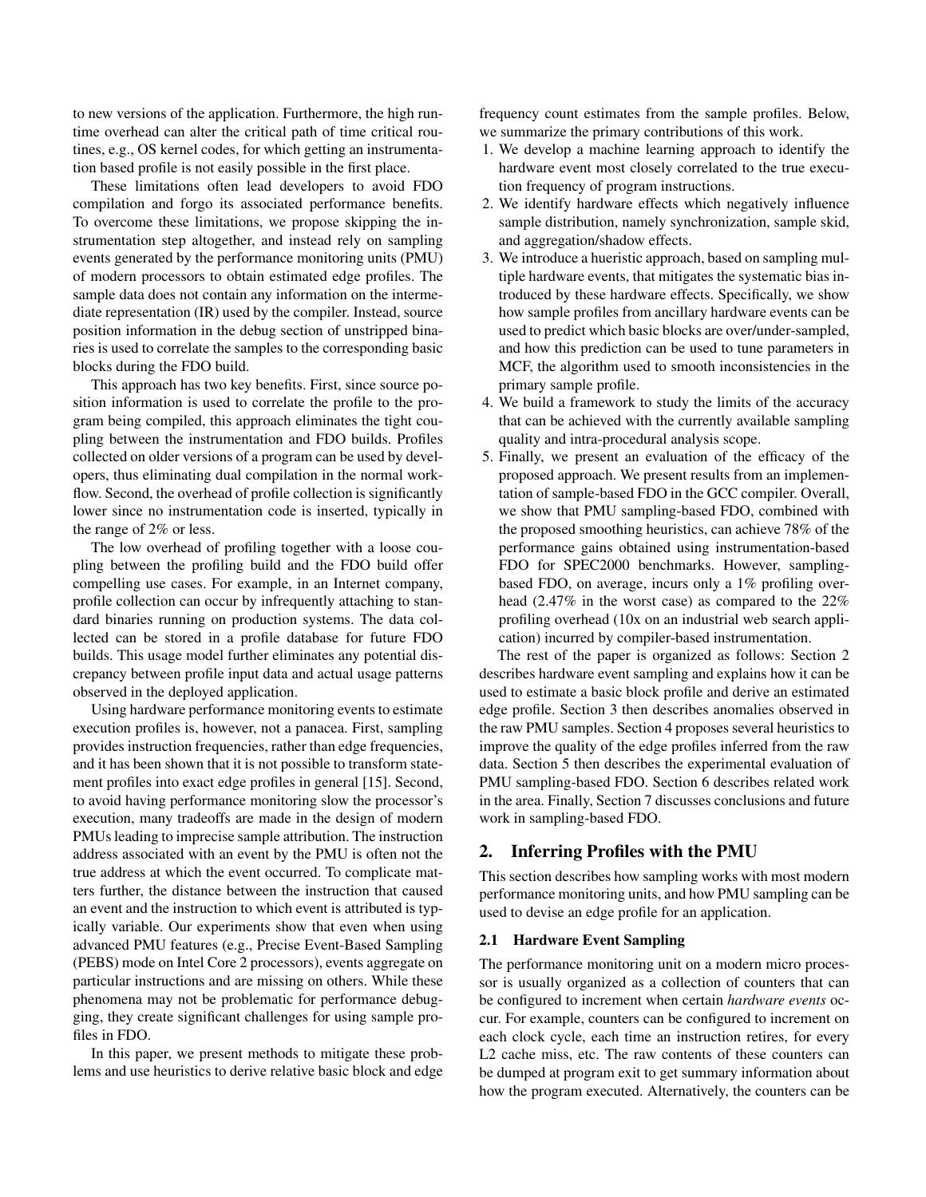to new versions of the application. Furthermore, the high runtime overhead can alter the critical path of time critical routines, e.g., OS kernel codes, for which getting an instrumentation based profile is not easily possible in the first place.

These limitations often lead developers to avoid FDO compilation and forgo its associated performance benefits. To overcome these limitations, we propose skipping the instrumentation step altogether, and instead rely on sampling events generated by the performance monitoring units (PMU) of modern processors to obtain estimated edge profiles. The sample data does not contain any information on the intermediate representation (IR) used by the compiler. Instead, source position information in the debug section of unstripped binaries is used to correlate the samples to the corresponding basic blocks during the FDO build.

This approach has two key benefits. First, since source position information is used to correlate the profile to the program being compiled, this approach eliminates the tight coupling between the instrumentation and FDO builds. Profiles collected on older versions of a program can be used by developers, thus eliminating dual compilation in the normal workflow. Second, the overhead of profile collection is significantly lower since no instrumentation code is inserted, typically in the range of 2% or less.

The low overhead of profiling together with a loose coupling between the profiling build and the FDO build offer compelling use cases. For example, in an Internet company, profile collection can occur by infrequently attaching to standard binaries running on production systems. The data collected can be stored in a profile database for future FDO builds. This usage model further eliminates any potential discrepancy between profile input data and actual usage patterns observed in the deployed application.

Using hardware performance monitoring events to estimate execution profiles is, however, not a panacea. First, sampling provides instruction frequencies, rather than edge frequencies, and it has been shown that it is not possible to transform statement profiles into exact edge profiles in general [15]. Second, to avoid having performance monitoring slow the processor's execution, many tradeoffs are made in the design of modern PMUs leading to imprecise sample attribution. The instruction address associated with an event by the PMU is often not the true address at which the event occurred. To complicate matters further, the distance between the instruction that caused an event and the instruction to which event is attributed is typically variable. Our experiments show that even when using advanced PMU features (e.g., Precise Event-Based Sampling (PEBS) mode on Intel Core 2 processors), events aggregate on particular instructions and are missing on others. While these phenomena may not be problematic for performance debugging, they create significant challenges for using sample profiles in FDO.

In this paper, we present methods to mitigate these problems and use heuristics to derive relative basic block and edge frequency count estimates from the sample profiles. Below, we summarize the primary contributions of this work.

1. We develop a machine learning approach to identify the hardware event most closely correlated to the true execution frequency of program instructions.
2. We identify hardware effects which negatively influence sample distribution, namely synchronization, sample skid, and aggregation/shadow effects.
3. We introduce a hueristic approach, based on sampling multiple hardware events, that mitigates the systematic bias introduced by these hardware effects. Specifically, we show how sample profiles from ancillary hardware events can be used to predict which basic blocks are over/under-sampled, and how this prediction can be used to tune parameters in MCF, the algorithm used to smooth inconsistencies in the primary sample profile.
4. We build a framework to study the limits of the accuracy that can be achieved with the currently available sampling quality and intra-procedural analysis scope.
5. Finally, we present an evaluation of the efficacy of the proposed approach. We present results from an implementation of sample-based FDO in the GCC compiler. Overall, we show that PMU sampling-based FDO, combined with the proposed smoothing heuristics, can achieve 78% of the performance gains obtained using instrumentation-based FDO for SPEC2000 benchmarks. However, sampling-based FDO, on average, incurs only a 1% profiling overhead (2.47% in the worst case) as compared to the 22% profiling overhead (10x on an industrial web search application) incurred by compiler-based instrumentation.

The rest of the paper is organized as follows: Section 2 describes hardware event sampling and explains how it can be used to estimate a basic block profile and derive an estimated edge profile. Section 3 then describes anomalies observed in the raw PMU samples. Section 4 proposes several heuristics to improve the quality of the edge profiles inferred from the raw data. Section 5 then describes the experimental evaluation of PMU sampling-based FDO. Section 6 describes related work in the area. Finally, Section 7 discusses conclusions and future work in sampling-based FDO.

## 2. Inferring Profiles with the PMU

This section describes how sampling works with most modern performance monitoring units, and how PMU sampling can be used to devise an edge profile for an application.

### 2.1 Hardware Event Sampling

The performance monitoring unit on a modern micro processor is usually organized as a collection of counters that can be configured to increment when certain *hardware events* occur. For example, counters can be configured to increment on each clock cycle, each time an instruction retires, for every L2 cache miss, etc. The raw contents of these counters can be dumped at program exit to get summary information about how the program executed. Alternatively, the counters can be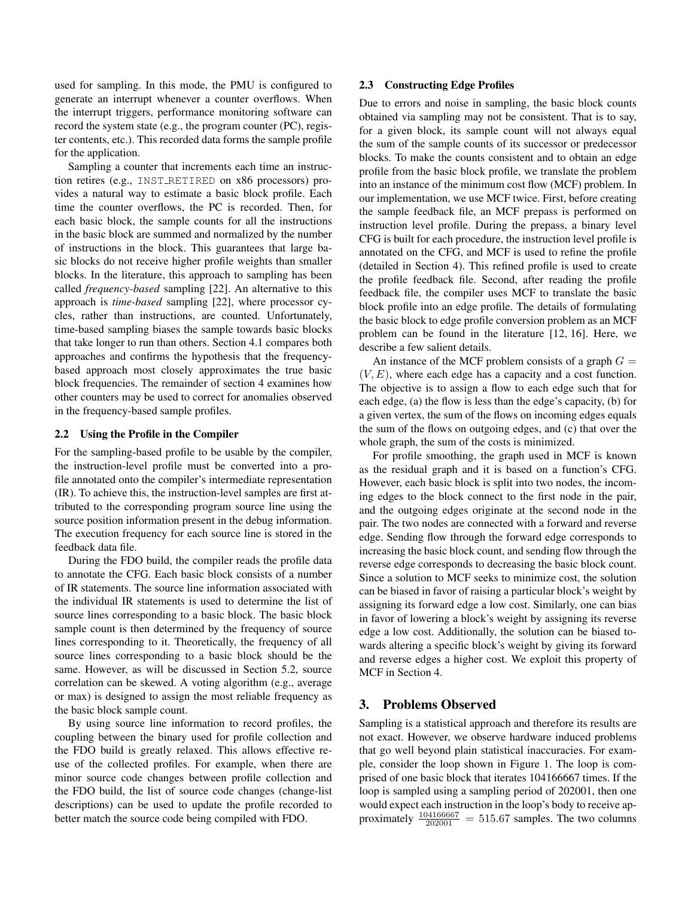used for sampling. In this mode, the PMU is configured to generate an interrupt whenever a counter overflows. When the interrupt triggers, performance monitoring software can record the system state (e.g., the program counter (PC), register contents, etc.). This recorded data forms the sample profile for the application.

Sampling a counter that increments each time an instruction retires (e.g., INST_RETIRED on x86 processors) provides a natural way to estimate a basic block profile. Each time the counter overflows, the PC is recorded. Then, for each basic block, the sample counts for all the instructions in the basic block are summed and normalized by the number of instructions in the block. This guarantees that large basic blocks do not receive higher profile weights than smaller blocks. In the literature, this approach to sampling has been called *frequency-based* sampling [22]. An alternative to this approach is *time-based* sampling [22], where processor cycles, rather than instructions, are counted. Unfortunately, time-based sampling biases the sample towards basic blocks that take longer to run than others. Section 4.1 compares both approaches and confirms the hypothesis that the frequency-based approach most closely approximates the true basic block frequencies. The remainder of section 4 examines how other counters may be used to correct for anomalies observed in the frequency-based sample profiles.

### 2.2 Using the Profile in the Compiler

For the sampling-based profile to be usable by the compiler, the instruction-level profile must be converted into a profile annotated onto the compiler's intermediate representation (IR). To achieve this, the instruction-level samples are first attributed to the corresponding program source line using the source position information present in the debug information. The execution frequency for each source line is stored in the feedback data file.

During the FDO build, the compiler reads the profile data to annotate the CFG. Each basic block consists of a number of IR statements. The source line information associated with the individual IR statements is used to determine the list of source lines corresponding to a basic block. The basic block sample count is then determined by the frequency of source lines corresponding to it. Theoretically, the frequency of all source lines corresponding to a basic block should be the same. However, as will be discussed in Section 5.2, source correlation can be skewed. A voting algorithm (e.g., average or max) is designed to assign the most reliable frequency as the basic block sample count.

By using source line information to record profiles, the coupling between the binary used for profile collection and the FDO build is greatly relaxed. This allows effective reuse of the collected profiles. For example, when there are minor source code changes between profile collection and the FDO build, the list of source code changes (change-list descriptions) can be used to update the profile recorded to better match the source code being compiled with FDO.

### 2.3 Constructing Edge Profiles

Due to errors and noise in sampling, the basic block counts obtained via sampling may not be consistent. That is to say, for a given block, its sample count will not always equal the sum of the sample counts of its successor or predecessor blocks. To make the counts consistent and to obtain an edge profile from the basic block profile, we translate the problem into an instance of the minimum cost flow (MCF) problem. In our implementation, we use MCF twice. First, before creating the sample feedback file, an MCF prepass is performed on instruction level profile. During the prepass, a binary level CFG is built for each procedure, the instruction level profile is annotated on the CFG, and MCF is used to refine the profile (detailed in Section 4). This refined profile is used to create the profile feedback file. Second, after reading the profile feedback file, the compiler uses MCF to translate the basic block profile into an edge profile. The details of formulating the basic block to edge profile conversion problem as an MCF problem can be found in the literature [12, 16]. Here, we describe a few salient details.

An instance of the MCF problem consists of a graph $G = (V, E)$, where each edge has a capacity and a cost function. The objective is to assign a flow to each edge such that for each edge, (a) the flow is less than the edge's capacity, (b) for a given vertex, the sum of the flows on incoming edges equals the sum of the flows on outgoing edges, and (c) that over the whole graph, the sum of the costs is minimized.

For profile smoothing, the graph used in MCF is known as the residual graph and it is based on a function's CFG. However, each basic block is split into two nodes, the incoming edges to the block connect to the first node in the pair, and the outgoing edges originate at the second node in the pair. The two nodes are connected with a forward and reverse edge. Sending flow through the forward edge corresponds to increasing the basic block count, and sending flow through the reverse edge corresponds to decreasing the basic block count. Since a solution to MCF seeks to minimize cost, the solution can be biased in favor of raising a particular block's weight by assigning its forward edge a low cost. Similarly, one can bias in favor of lowering a block's weight by assigning its reverse edge a low cost. Additionally, the solution can be biased towards altering a specific block's weight by giving its forward and reverse edges a higher cost. We exploit this property of MCF in Section 4.

## 3. Problems Observed

Sampling is a statistical approach and therefore its results are not exact. However, we observe hardware induced problems that go well beyond plain statistical inaccuracies. For example, consider the loop shown in Figure 1. The loop is comprised of one basic block that iterates 104166667 times. If the loop is sampled using a sampling period of 202001, then one would expect each instruction in the loop's body to receive approximately $\frac{104166667}{202001} = 515.67$ samples. The two columns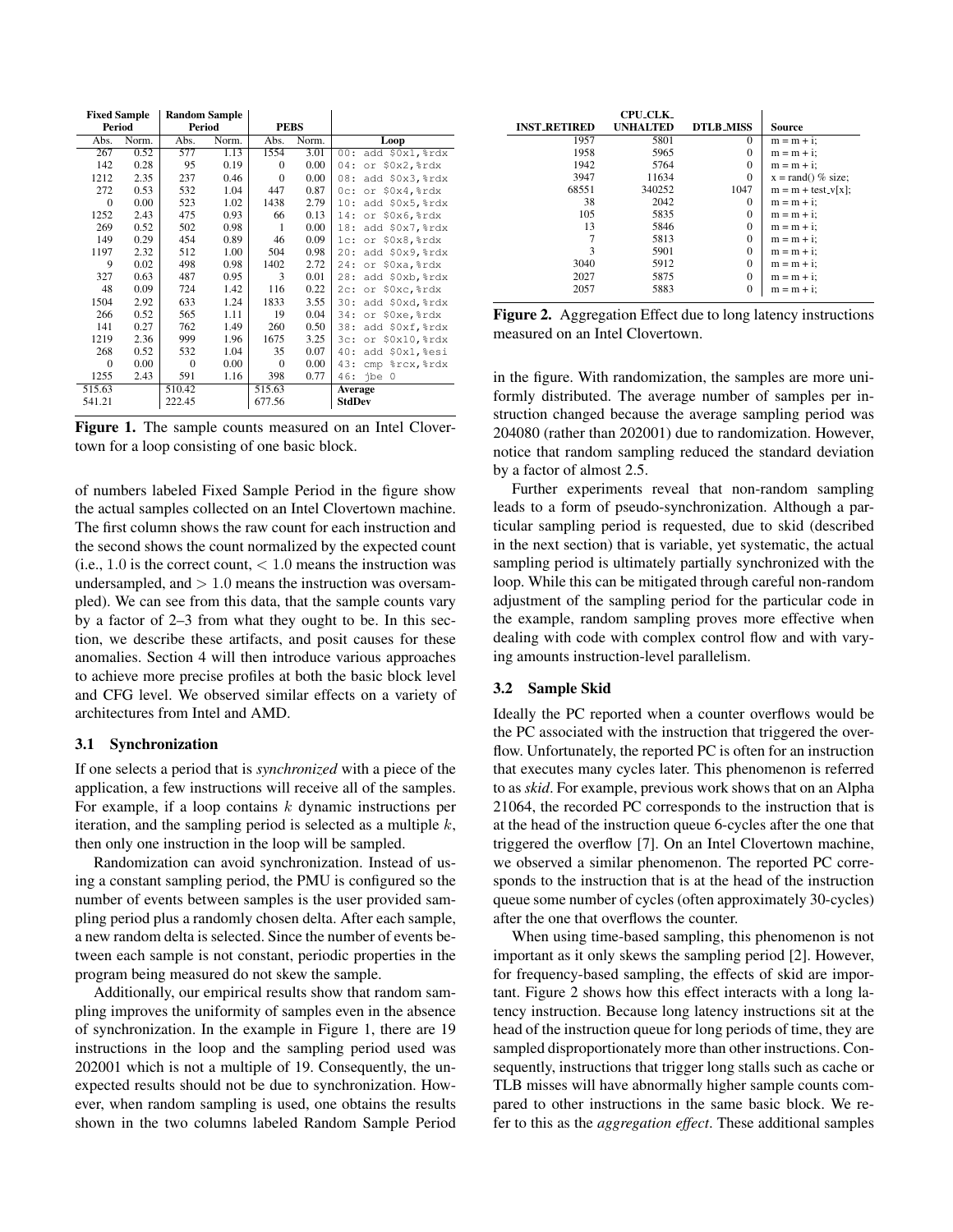| Fixed Sample Period | | Random Sample Period | | PEBS | | |
|---|---|---|---|---|---|---|
| Abs. | Norm. | Abs. | Norm. | Abs. | Norm. | Loop |
| 267 | 0.52 | 577 | 1.13 | 1554 | 3.01 | `00: add $0x1,%rdx` |
| 142 | 0.28 | 95 | 0.19 | 0 | 0.00 | `04: or $0x2,%rdx` |
| 1212 | 2.35 | 237 | 0.46 | 0 | 0.00 | `08: add $0x3,%rdx` |
| 272 | 0.53 | 532 | 1.04 | 447 | 0.87 | `0c: or $0x4,%rdx` |
| 0 | 0.00 | 523 | 1.02 | 1438 | 2.79 | `10: add $0x5,%rdx` |
| 1252 | 2.43 | 475 | 0.93 | 66 | 0.13 | `14: or $0x6,%rdx` |
| 269 | 0.52 | 502 | 0.98 | 1 | 0.00 | `18: add $0x7,%rdx` |
| 149 | 0.29 | 454 | 0.89 | 46 | 0.09 | `1c: or $0x8,%rdx` |
| 1197 | 2.32 | 512 | 1.00 | 504 | 0.98 | `20: add $0x9,%rdx` |
| 9 | 0.02 | 498 | 0.98 | 1402 | 2.72 | `24: or $0xa,%rdx` |
| 327 | 0.63 | 487 | 0.95 | 3 | 0.01 | `28: add $0xb,%rdx` |
| 48 | 0.09 | 724 | 1.42 | 116 | 0.22 | `2c: or $0xc,%rdx` |
| 1504 | 2.92 | 633 | 1.24 | 1833 | 3.55 | `30: add $0xd,%rdx` |
| 266 | 0.52 | 565 | 1.11 | 19 | 0.04 | `34: or $0xe,%rdx` |
| 141 | 0.27 | 762 | 1.49 | 260 | 0.50 | `38: add $0xf,%rdx` |
| 1219 | 2.36 | 999 | 1.96 | 1675 | 3.25 | `3c: or $0x10,%rdx` |
| 268 | 0.52 | 532 | 1.04 | 35 | 0.07 | `40: add $0x1,%esi` |
| 0 | 0.00 | 0 | 0.00 | 0 | 0.00 | `43: cmp %rcx,%rdx` |
| 1255 | 2.43 | 591 | 1.16 | 398 | 0.77 | `46: jbe 0` |
| 515.63 | | 510.42 | | 515.63 | | **Average** |
| 541.21 | | 222.45 | | 677.56 | | **StdDev** |

**Figure 1.** The sample counts measured on an Intel Clovertown for a loop consisting of one basic block.

of numbers labeled Fixed Sample Period in the figure show the actual samples collected on an Intel Clovertown machine. The first column shows the raw count for each instruction and the second shows the count normalized by the expected count (i.e., $1.0$ is the correct count, $< 1.0$ means the instruction was undersampled, and $> 1.0$ means the instruction was oversampled). We can see from this data, that the sample counts vary by a factor of 2–3 from what they ought to be. In this section, we describe these artifacts, and posit causes for these anomalies. Section 4 will then introduce various approaches to achieve more precise profiles at both the basic block level and CFG level. We observed similar effects on a variety of architectures from Intel and AMD.

### 3.1 Synchronization

If one selects a period that is *synchronized* with a piece of the application, a few instructions will receive all of the samples. For example, if a loop contains $k$ dynamic instructions per iteration, and the sampling period is selected as a multiple $k$, then only one instruction in the loop will be sampled.

Randomization can avoid synchronization. Instead of using a constant sampling period, the PMU is configured so the number of events between samples is the user provided sampling period plus a randomly chosen delta. After each sample, a new random delta is selected. Since the number of events between each sample is not constant, periodic properties in the program being measured do not skew the sample.

Additionally, our empirical results show that random sampling improves the uniformity of samples even in the absence of synchronization. In the example in Figure 1, there are 19 instructions in the loop and the sampling period used was 202001 which is not a multiple of 19. Consequently, the unexpected results should not be due to synchronization. However, when random sampling is used, one obtains the results shown in the two columns labeled Random Sample Period in the figure. With randomization, the samples are more uniformly distributed. The average number of samples per instruction changed because the average sampling period was 204080 (rather than 202001) due to randomization. However, notice that random sampling reduced the standard deviation by a factor of almost 2.5.

Further experiments reveal that non-random sampling leads to a form of pseudo-synchronization. Although a particular sampling period is requested, due to skid (described in the next section) that is variable, yet systematic, the actual sampling period is ultimately partially synchronized with the loop. While this can be mitigated through careful non-random adjustment of the sampling period for the particular code in the example, random sampling proves more effective when dealing with code with complex control flow and with varying amounts instruction-level parallelism.

| INST_RETIRED | CPU_CLK_UNHALTED | DTLB_MISS | Source |
|---|---|---|---|
| 1957 | 5801 | 0 | m = m + i; |
| 1958 | 5965 | 0 | m = m + i; |
| 1942 | 5764 | 0 | m = m + i; |
| 3947 | 11634 | 0 | x = rand() % size; |
| 68551 | 340252 | 1047 | m = m + test_v[x]; |
| 38 | 2042 | 0 | m = m + i; |
| 105 | 5835 | 0 | m = m + i; |
| 13 | 5846 | 0 | m = m + i; |
| 7 | 5813 | 0 | m = m + i; |
| 3 | 5901 | 0 | m = m + i; |
| 3040 | 5912 | 0 | m = m + i; |
| 2027 | 5875 | 0 | m = m + i; |
| 2057 | 5883 | 0 | m = m + i; |

**Figure 2.** Aggregation Effect due to long latency instructions measured on an Intel Clovertown.

### 3.2 Sample Skid

Ideally the PC reported when a counter overflows would be the PC associated with the instruction that triggered the overflow. Unfortunately, the reported PC is often for an instruction that executes many cycles later. This phenomenon is referred to as *skid*. For example, previous work shows that on an Alpha 21064, the recorded PC corresponds to the instruction that is at the head of the instruction queue 6-cycles after the one that triggered the overflow [7]. On an Intel Clovertown machine, we observed a similar phenomenon. The reported PC corresponds to the instruction that is at the head of the instruction queue some number of cycles (often approximately 30-cycles) after the one that overflows the counter.

When using time-based sampling, this phenomenon is not important as it only skews the sampling period [2]. However, for frequency-based sampling, the effects of skid are important. Figure 2 shows how this effect interacts with a long latency instruction. Because long latency instructions sit at the head of the instruction queue for long periods of time, they are sampled disproportionately more than other instructions. Consequently, instructions that trigger long stalls such as cache or TLB misses will have abnormally higher sample counts compared to other instructions in the same basic block. We refer to this as the *aggregation effect*. These additional samples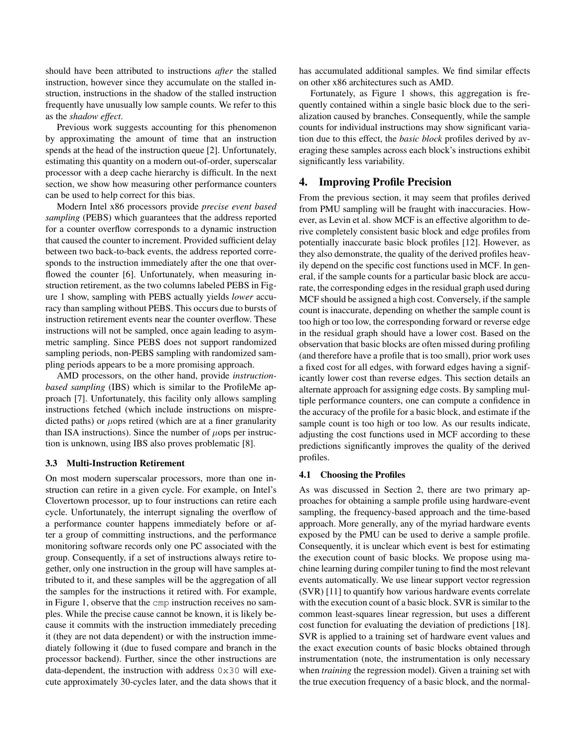should have been attributed to instructions *after* the stalled instruction, however since they accumulate on the stalled instruction, instructions in the shadow of the stalled instruction frequently have unusually low sample counts. We refer to this as the *shadow effect*.

Previous work suggests accounting for this phenomenon by approximating the amount of time that an instruction spends at the head of the instruction queue [2]. Unfortunately, estimating this quantity on a modern out-of-order, superscalar processor with a deep cache hierarchy is difficult. In the next section, we show how measuring other performance counters can be used to help correct for this bias.

Modern Intel x86 processors provide *precise event based sampling* (PEBS) which guarantees that the address reported for a counter overflow corresponds to a dynamic instruction that caused the counter to increment. Provided sufficient delay between two back-to-back events, the address reported corresponds to the instruction immediately after the one that overflowed the counter [6]. Unfortunately, when measuring instruction retirement, as the two columns labeled PEBS in Figure 1 show, sampling with PEBS actually yields *lower* accuracy than sampling without PEBS. This occurs due to bursts of instruction retirement events near the counter overflow. These instructions will not be sampled, once again leading to asymmetric sampling. Since PEBS does not support randomized sampling periods, non-PEBS sampling with randomized sampling periods appears to be a more promising approach.

AMD processors, on the other hand, provide *instruction-based sampling* (IBS) which is similar to the ProfileMe approach [7]. Unfortunately, this facility only allows sampling instructions fetched (which include instructions on mispredicted paths) or $\mu$ops retired (which are at a finer granularity than ISA instructions). Since the number of $\mu$ops per instruction is unknown, using IBS also proves problematic [8].

### 3.3 Multi-Instruction Retirement

On most modern superscalar processors, more than one instruction can retire in a given cycle. For example, on Intel's Clovertown processor, up to four instructions can retire each cycle. Unfortunately, the interrupt signaling the overflow of a performance counter happens immediately before or after a group of committing instructions, and the performance monitoring software records only one PC associated with the group. Consequently, if a set of instructions always retire together, only one instruction in the group will have samples attributed to it, and these samples will be the aggregation of all the samples for the instructions it retired with. For example, in Figure 1, observe that the `cmp` instruction receives no samples. While the precise cause cannot be known, it is likely because it commits with the instruction immediately preceding it (they are not data dependent) or with the instruction immediately following it (due to fused compare and branch in the processor backend). Further, since the other instructions are data-dependent, the instruction with address `0x30` will execute approximately 30-cycles later, and the data shows that it has accumulated additional samples. We find similar effects on other x86 architectures such as AMD.

Fortunately, as Figure 1 shows, this aggregation is frequently contained within a single basic block due to the serialization caused by branches. Consequently, while the sample counts for individual instructions may show significant variation due to this effect, the *basic block* profiles derived by averaging these samples across each block's instructions exhibit significantly less variability.

## 4. Improving Profile Precision

From the previous section, it may seem that profiles derived from PMU sampling will be fraught with inaccuracies. However, as Levin et al. show MCF is an effective algorithm to derive completely consistent basic block and edge profiles from potentially inaccurate basic block profiles [12]. However, as they also demonstrate, the quality of the derived profiles heavily depend on the specific cost functions used in MCF. In general, if the sample counts for a particular basic block are accurate, the corresponding edges in the residual graph used during MCF should be assigned a high cost. Conversely, if the sample count is inaccurate, depending on whether the sample count is too high or too low, the corresponding forward or reverse edge in the residual graph should have a lower cost. Based on the observation that basic blocks are often missed during profiling (and therefore have a profile that is too small), prior work uses a fixed cost for all edges, with forward edges having a significantly lower cost than reverse edges. This section details an alternate approach for assigning edge costs. By sampling multiple performance counters, one can compute a confidence in the accuracy of the profile for a basic block, and estimate if the sample count is too high or too low. As our results indicate, adjusting the cost functions used in MCF according to these predictions significantly improves the quality of the derived profiles.

### 4.1 Choosing the Profiles

As was discussed in Section 2, there are two primary approaches for obtaining a sample profile using hardware-event sampling, the frequency-based approach and the time-based approach. More generally, any of the myriad hardware events exposed by the PMU can be used to derive a sample profile. Consequently, it is unclear which event is best for estimating the execution count of basic blocks. We propose using machine learning during compiler tuning to find the most relevant events automatically. We use linear support vector regression (SVR) [11] to quantify how various hardware events correlate with the execution count of a basic block. SVR is similar to the common least-squares linear regression, but uses a different cost function for evaluating the deviation of predictions [18]. SVR is applied to a training set of hardware event values and the exact execution counts of basic blocks obtained through instrumentation (note, the instrumentation is only necessary when *training* the regression model). Given a training set with the true execution frequency of a basic block, and the normal-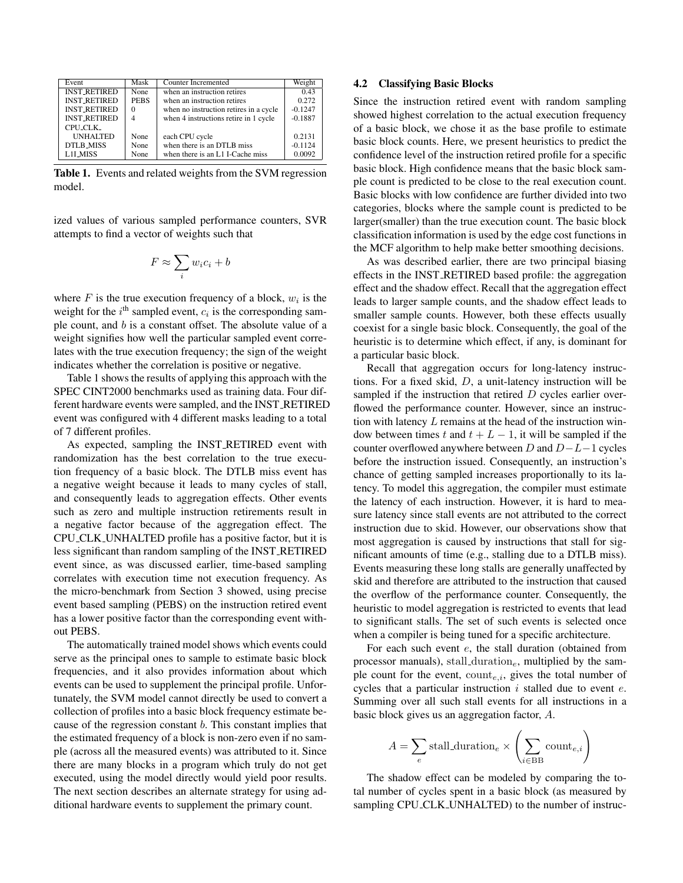| Event | Mask | Counter Incremented | Weight |
|---|---|---|---|
| INST_RETIRED | None | when an instruction retires | 0.43 |
| INST_RETIRED | PEBS | when an instruction retires | 0.272 |
| INST_RETIRED | 0 | when no instruction retires in a cycle | -0.1247 |
| INST_RETIRED | 4 | when 4 instructions retire in 1 cycle | -0.1887 |
| CPU_CLK_UNHALTED | None | each CPU cycle | 0.2131 |
| DTLB_MISS | None | when there is an DTLB miss | -0.1124 |
| L1I_MISS | None | when there is an L1 I-Cache miss | 0.0092 |

**Table 1.** Events and related weights from the SVM regression model.

ized values of various sampled performance counters, SVR attempts to find a vector of weights such that

$$F \approx \sum_i w_i c_i + b$$

where $F$ is the true execution frequency of a block, $w_i$ is the weight for the $i^{\text{th}}$ sampled event, $c_i$ is the corresponding sample count, and $b$ is a constant offset. The absolute value of a weight signifies how well the particular sampled event correlates with the true execution frequency; the sign of the weight indicates whether the correlation is positive or negative.

Table 1 shows the results of applying this approach with the SPEC CINT2000 benchmarks used as training data. Four different hardware events were sampled, and the INST_RETIRED event was configured with 4 different masks leading to a total of 7 different profiles.

As expected, sampling the INST_RETIRED event with randomization has the best correlation to the true execution frequency of a basic block. The DTLB miss event has a negative weight because it leads to many cycles of stall, and consequently leads to aggregation effects. Other events such as zero and multiple instruction retirements result in a negative factor because of the aggregation effect. The CPU_CLK_UNHALTED profile has a positive factor, but it is less significant than random sampling of the INST_RETIRED event since, as was discussed earlier, time-based sampling correlates with execution time not execution frequency. As the micro-benchmark from Section 3 showed, using precise event based sampling (PEBS) on the instruction retired event has a lower positive factor than the corresponding event without PEBS.

The automatically trained model shows which events could serve as the principal ones to sample to estimate basic block frequencies, and it also provides information about which events can be used to supplement the principal profile. Unfortunately, the SVM model cannot directly be used to convert a collection of profiles into a basic block frequency estimate because of the regression constant $b$. This constant implies that the estimated frequency of a block is non-zero even if no sample (across all the measured events) was attributed to it. Since there are many blocks in a program which truly do not get executed, using the model directly would yield poor results. The next section describes an alternate strategy for using additional hardware events to supplement the primary count.

### 4.2 Classifying Basic Blocks

Since the instruction retired event with random sampling showed highest correlation to the actual execution frequency of a basic block, we chose it as the base profile to estimate basic block counts. Here, we present heuristics to predict the confidence level of the instruction retired profile for a specific basic block. High confidence means that the basic block sample count is predicted to be close to the real execution count. Basic blocks with low confidence are further divided into two categories, blocks where the sample count is predicted to be larger(smaller) than the true execution count. The basic block classification information is used by the edge cost functions in the MCF algorithm to help make better smoothing decisions.

As was described earlier, there are two principal biasing effects in the INST_RETIRED based profile: the aggregation effect and the shadow effect. Recall that the aggregation effect leads to larger sample counts, and the shadow effect leads to smaller sample counts. However, both these effects usually coexist for a single basic block. Consequently, the goal of the heuristic is to determine which effect, if any, is dominant for a particular basic block.

Recall that aggregation occurs for long-latency instructions. For a fixed skid, $D$, a unit-latency instruction will be sampled if the instruction that retired $D$ cycles earlier overflowed the performance counter. However, since an instruction with latency $L$ remains at the head of the instruction window between times $t$ and $t + L - 1$, it will be sampled if the counter overflowed anywhere between $D$ and $D-L-1$ cycles before the instruction issued. Consequently, an instruction's chance of getting sampled increases proportionally to its latency. To model this aggregation, the compiler must estimate the latency of each instruction. However, it is hard to measure latency since stall events are not attributed to the correct instruction due to skid. However, our observations show that most aggregation is caused by instructions that stall for significant amounts of time (e.g., stalling due to a DTLB miss). Events measuring these long stalls are generally unaffected by skid and therefore are attributed to the instruction that caused the overflow of the performance counter. Consequently, the heuristic to model aggregation is restricted to events that lead to significant stalls. The set of such events is selected once when a compiler is being tuned for a specific architecture.

For each such event $e$, the stall duration (obtained from processor manuals), $\text{stall\_duration}_e$, multiplied by the sample count for the event, $\text{count}_{e,i}$, gives the total number of cycles that a particular instruction $i$ stalled due to event $e$. Summing over all such stall events for all instructions in a basic block gives us an aggregation factor, $A$.

$$A = \sum_e \text{stall\_duration}_e \times \left( \sum_{i \in \text{BB}} \text{count}_{e,i} \right)$$

The shadow effect can be modeled by comparing the total number of cycles spent in a basic block (as measured by sampling CPU_CLK_UNHALTED) to the number of instruc-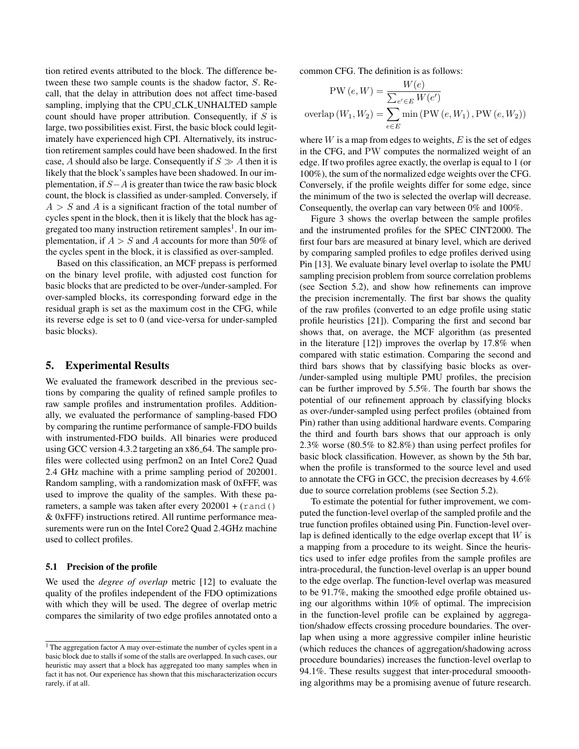tion retired events attributed to the block. The difference between these two sample counts is the shadow factor, $S$. Recall, that the delay in attribution does not affect time-based sampling, implying that the CPU_CLK_UNHALTED sample count should have proper attribution. Consequently, if $S$ is large, two possibilities exist. First, the basic block could legitimately have experienced high CPI. Alternatively, its instruction retirement samples could have been shadowed. In the first case, $A$ should also be large. Consequently if $S \gg A$ then it is likely that the block's samples have been shadowed. In our implementation, if $S - A$ is greater than twice the raw basic block count, the block is classified as under-sampled. Conversely, if $A > S$ and $A$ is a significant fraction of the total number of cycles spent in the block, then it is likely that the block has aggregated too many instruction retirement samples[1]. In our implementation, if $A > S$ and $A$ accounts for more than 50% of the cycles spent in the block, it is classified as over-sampled.

Based on this classification, an MCF prepass is performed on the binary level profile, with adjusted cost function for basic blocks that are predicted to be over-/under-sampled. For over-sampled blocks, its corresponding forward edge in the residual graph is set as the maximum cost in the CFG, while its reverse edge is set to 0 (and vice-versa for under-sampled basic blocks).

## 5. Experimental Results

We evaluated the framework described in the previous sections by comparing the quality of refined sample profiles to raw sample profiles and instrumentation profiles. Additionally, we evaluated the performance of sampling-based FDO by comparing the runtime performance of sample-FDO builds with instrumented-FDO builds. All binaries were produced using GCC version 4.3.2 targeting an x86_64. The sample profiles were collected using perfmon2 on an Intel Core2 Quad 2.4 GHz machine with a prime sampling period of 202001. Random sampling, with a randomization mask of 0xFFF, was used to improve the quality of the samples. With these parameters, a sample was taken after every 202001 + (`rand()` & 0xFFF) instructions retired. All runtime performance measurements were run on the Intel Core2 Quad 2.4GHz machine used to collect profiles.

### 5.1 Precision of the profile

We used the *degree of overlap* metric [12] to evaluate the quality of the profiles independent of the FDO optimizations with which they will be used. The degree of overlap metric compares the similarity of two edge profiles annotated onto a common CFG. The definition is as follows:

$$\mathrm{PW}(e, W) = \frac{W(e)}{\sum_{e' \in E} W(e')}$$

$$\mathrm{overlap}(W_1, W_2) = \sum_{e \in E} \min(\mathrm{PW}(e, W_1), \mathrm{PW}(e, W_2))$$

where $W$ is a map from edges to weights, $E$ is the set of edges in the CFG, and $\mathrm{PW}$ computes the normalized weight of an edge. If two profiles agree exactly, the overlap is equal to 1 (or 100%), the sum of the normalized edge weights over the CFG. Conversely, if the profile weights differ for some edge, since the minimum of the two is selected the overlap will decrease. Consequently, the overlap can vary between 0% and 100%.

Figure 3 shows the overlap between the sample profiles and the instrumented profiles for the SPEC CINT2000. The first four bars are measured at binary level, which are derived by comparing sampled profiles to edge profiles derived using Pin [13]. We evaluate binary level overlap to isolate the PMU sampling precision problem from source correlation problems (see Section 5.2), and show how refinements can improve the precision incrementally. The first bar shows the quality of the raw profiles (converted to an edge profile using static profile heuristics [21]). Comparing the first and second bar shows that, on average, the MCF algorithm (as presented in the literature [12]) improves the overlap by 17.8% when compared with static estimation. Comparing the second and third bars shows that by classifying basic blocks as over-/under-sampled using multiple PMU profiles, the precision can be further improved by 5.5%. The fourth bar shows the potential of our refinement approach by classifying blocks as over-/under-sampled using perfect profiles (obtained from Pin) rather than using additional hardware events. Comparing the third and fourth bars shows that our approach is only 2.3% worse (80.5% to 82.8%) than using perfect profiles for basic block classification. However, as shown by the 5th bar, when the profile is transformed to the source level and used to annotate the CFG in GCC, the precision decreases by 4.6% due to source correlation problems (see Section 5.2).

To estimate the potential for futher improvement, we computed the function-level overlap of the sampled profile and the true function profiles obtained using Pin. Function-level overlap is defined identically to the edge overlap except that $W$ is a mapping from a procedure to its weight. Since the heuristics used to infer edge profiles from the sample profiles are intra-procedural, the function-level overlap is an upper bound to the edge overlap. The function-level overlap was measured to be 91.7%, making the smoothed edge profile obtained using our algorithms within 10% of optimal. The imprecision in the function-level profile can be explained by aggregation/shadow effects crossing procedure boundaries. The overlap when using a more aggressive compiler inline heuristic (which reduces the chances of aggregation/shadowing across procedure boundaries) increases the function-level overlap to 94.1%. These results suggest that inter-procedural smoooth-ing algorithms may be a promising avenue of future research.

[1] The aggregation factor A may over-estimate the number of cycles spent in a basic block due to stalls if some of the stalls are overlapped. In such cases, our heuristic may assert that a block has aggregated too many samples when in fact it has not. Our experience has shown that this mischaracterization occurs rarely, if at all.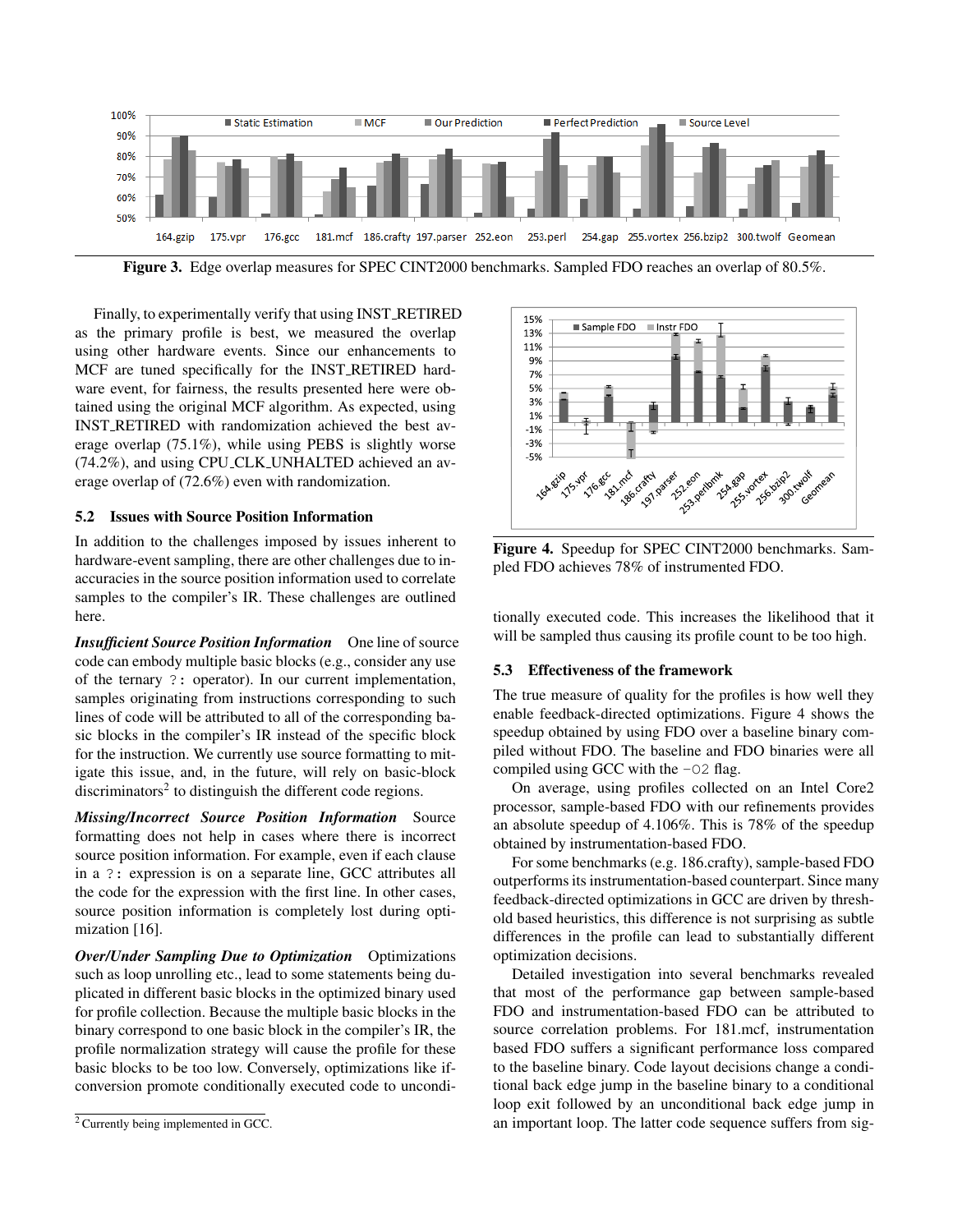**Figure 3.** Edge overlap measures for SPEC CINT2000 benchmarks. Sampled FDO reaches an overlap of 80.5%.

Finally, to experimentally verify that using INST_RETIRED as the primary profile is best, we measured the overlap using other hardware events. Since our enhancements to MCF are tuned specifically for the INST_RETIRED hardware event, for fairness, the results presented here were obtained using the original MCF algorithm. As expected, using INST_RETIRED with randomization achieved the best average overlap (75.1%), while using PEBS is slightly worse (74.2%), and using CPU_CLK_UNHALTED achieved an average overlap of (72.6%) even with randomization.

### 5.2 Issues with Source Position Information

In addition to the challenges imposed by issues inherent to hardware-event sampling, there are other challenges due to inaccuracies in the source position information used to correlate samples to the compiler's IR. These challenges are outlined here.

***Insufficient Source Position Information*** One line of source code can embody multiple basic blocks (e.g., consider any use of the ternary `?:` operator). In our current implementation, samples originating from instructions corresponding to such lines of code will be attributed to all of the corresponding basic blocks in the compiler's IR instead of the specific block for the instruction. We currently use source formatting to mitigate this issue, and, in the future, will rely on basic-block discriminators[2] to distinguish the different code regions.

***Missing/Incorrect Source Position Information*** Source formatting does not help in cases where there is incorrect source position information. For example, even if each clause in a `?:` expression is on a separate line, GCC attributes all the code for the expression with the first line. In other cases, source position information is completely lost during optimization [16].

***Over/Under Sampling Due to Optimization*** Optimizations such as loop unrolling etc., lead to some statements being duplicated in different basic blocks in the optimized binary used for profile collection. Because the multiple basic blocks in the binary correspond to one basic block in the compiler's IR, the profile normalization strategy will cause the profile for these basic blocks to be too low. Conversely, optimizations like if-conversion promote conditionally executed code to unconditionally executed code. This increases the likelihood that it will be sampled thus causing its profile count to be too high.

[2] Currently being implemented in GCC.

**Figure 4.** Speedup for SPEC CINT2000 benchmarks. Sampled FDO achieves 78% of instrumented FDO.

### 5.3 Effectiveness of the framework

The true measure of quality for the profiles is how well they enable feedback-directed optimizations. Figure 4 shows the speedup obtained by using FDO over a baseline binary compiled without FDO. The baseline and FDO binaries were all compiled using GCC with the `-O2` flag.

On average, using profiles collected on an Intel Core2 processor, sample-based FDO with our refinements provides an absolute speedup of 4.106%. This is 78% of the speedup obtained by instrumentation-based FDO.

For some benchmarks (e.g. 186.crafty), sample-based FDO outperforms its instrumentation-based counterpart. Since many feedback-directed optimizations in GCC are driven by threshold based heuristics, this difference is not surprising as subtle differences in the profile can lead to substantially different optimization decisions.

Detailed investigation into several benchmarks revealed that most of the performance gap between sample-based FDO and instrumentation-based FDO can be attributed to source correlation problems. For 181.mcf, instrumentation based FDO suffers a significant performance loss compared to the baseline binary. Code layout decisions change a conditional back edge jump in the baseline binary to a conditional loop exit followed by an unconditional back edge jump in an important loop. The latter code sequence suffers from sig-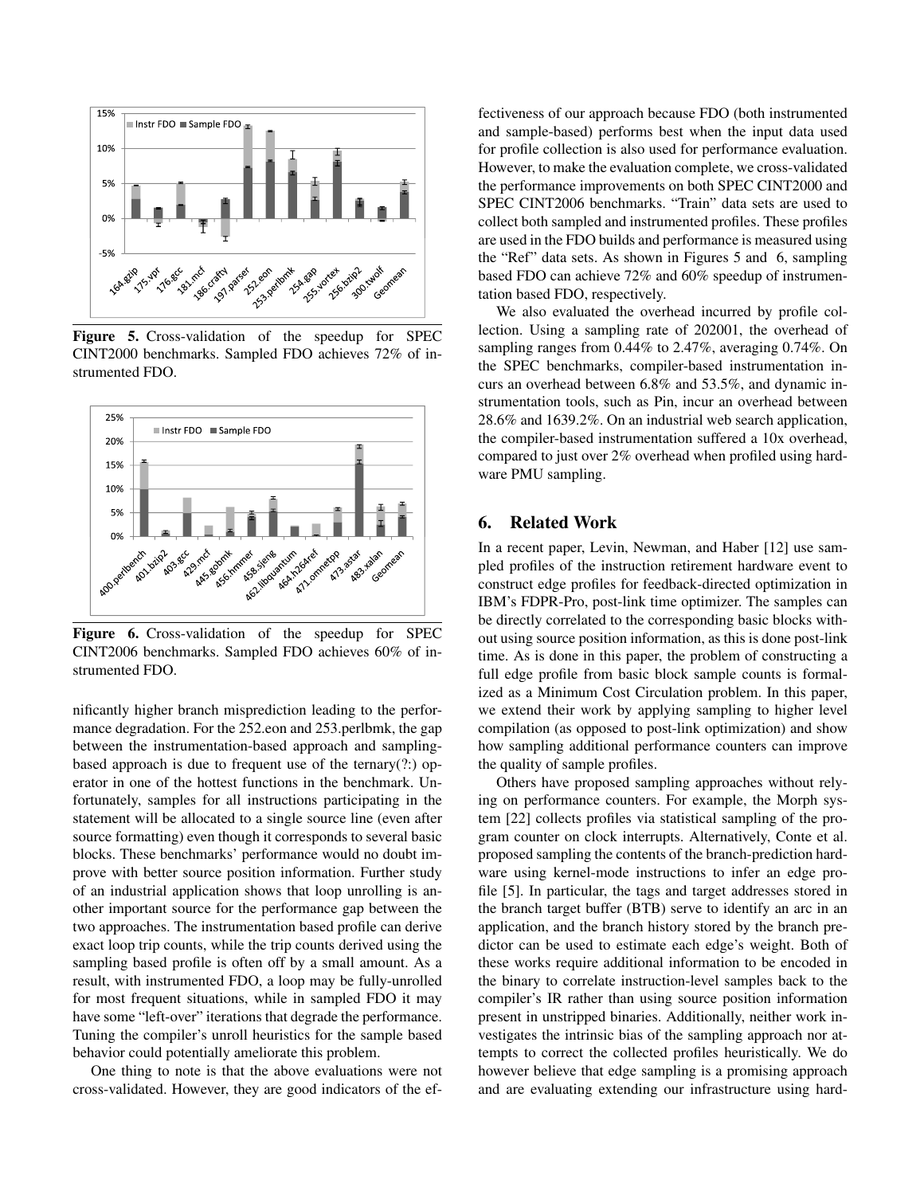Figure 5. Cross-validation of the speedup for SPEC CINT2000 benchmarks. Sampled FDO achieves 72% of instrumented FDO.

Figure 6. Cross-validation of the speedup for SPEC CINT2006 benchmarks. Sampled FDO achieves 60% of instrumented FDO.

nificantly higher branch misprediction leading to the performance degradation. For the 252.eon and 253.perlbmk, the gap between the instrumentation-based approach and sampling-based approach is due to frequent use of the ternary(?:) operator in one of the hottest functions in the benchmark. Unfortunately, samples for all instructions participating in the statement will be allocated to a single source line (even after source formatting) even though it corresponds to several basic blocks. These benchmarks' performance would no doubt improve with better source position information. Further study of an industrial application shows that loop unrolling is another important source for the performance gap between the two approaches. The instrumentation based profile can derive exact loop trip counts, while the trip counts derived using the sampling based profile is often off by a small amount. As a result, with instrumented FDO, a loop may be fully-unrolled for most frequent situations, while in sampled FDO it may have some "left-over" iterations that degrade the performance. Tuning the compiler's unroll heuristics for the sample based behavior could potentially ameliorate this problem.

One thing to note is that the above evaluations were not cross-validated. However, they are good indicators of the effectiveness of our approach because FDO (both instrumented and sample-based) performs best when the input data used for profile collection is also used for performance evaluation. However, to make the evaluation complete, we cross-validated the performance improvements on both SPEC CINT2000 and SPEC CINT2006 benchmarks. "Train" data sets are used to collect both sampled and instrumented profiles. These profiles are used in the FDO builds and performance is measured using the "Ref" data sets. As shown in Figures 5 and 6, sampling based FDO can achieve 72% and 60% speedup of instrumentation based FDO, respectively.

We also evaluated the overhead incurred by profile collection. Using a sampling rate of 202001, the overhead of sampling ranges from 0.44% to 2.47%, averaging 0.74%. On the SPEC benchmarks, compiler-based instrumentation incurs an overhead between 6.8% and 53.5%, and dynamic instrumentation tools, such as Pin, incur an overhead between 28.6% and 1639.2%. On an industrial web search application, the compiler-based instrumentation suffered a 10x overhead, compared to just over 2% overhead when profiled using hardware PMU sampling.

## 6. Related Work

In a recent paper, Levin, Newman, and Haber [12] use sampled profiles of the instruction retirement hardware event to construct edge profiles for feedback-directed optimization in IBM's FDPR-Pro, post-link time optimizer. The samples can be directly correlated to the corresponding basic blocks without using source position information, as this is done post-link time. As is done in this paper, the problem of constructing a full edge profile from basic block sample counts is formalized as a Minimum Cost Circulation problem. In this paper, we extend their work by applying sampling to higher level compilation (as opposed to post-link optimization) and show how sampling additional performance counters can improve the quality of sample profiles.

Others have proposed sampling approaches without relying on performance counters. For example, the Morph system [22] collects profiles via statistical sampling of the program counter on clock interrupts. Alternatively, Conte et al. proposed sampling the contents of the branch-prediction hardware using kernel-mode instructions to infer an edge profile [5]. In particular, the tags and target addresses stored in the branch target buffer (BTB) serve to identify an arc in an application, and the branch history stored by the branch predictor can be used to estimate each edge's weight. Both of these works require additional information to be encoded in the binary to correlate instruction-level samples back to the compiler's IR rather than using source position information present in unstripped binaries. Additionally, neither work investigates the intrinsic bias of the sampling approach nor attempts to correct the collected profiles heuristically. We do however believe that edge sampling is a promising approach and are evaluating extending our infrastructure using hard-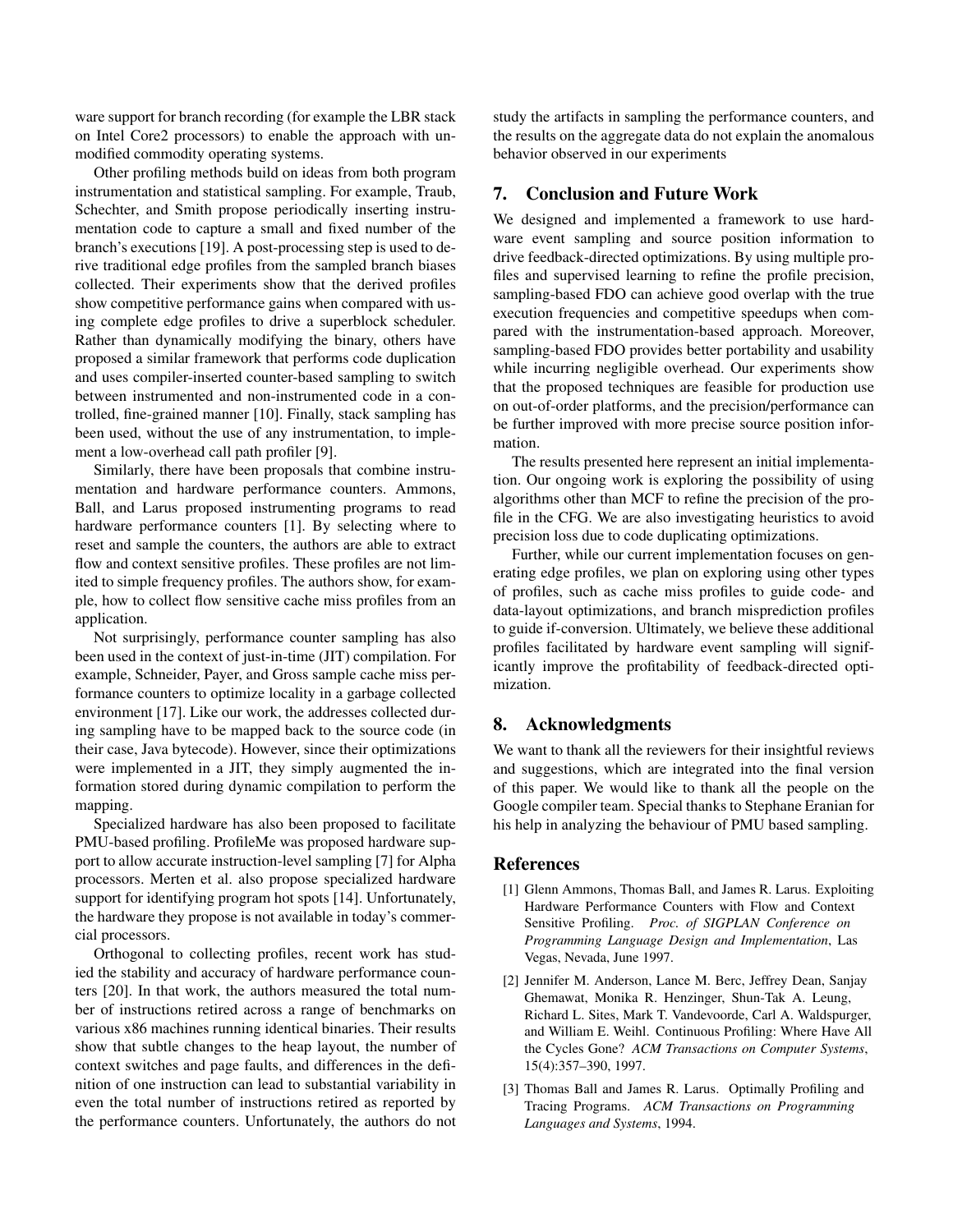ware support for branch recording (for example the LBR stack on Intel Core2 processors) to enable the approach with unmodified commodity operating systems.

Other profiling methods build on ideas from both program instrumentation and statistical sampling. For example, Traub, Schechter, and Smith propose periodically inserting instrumentation code to capture a small and fixed number of the branch's executions [19]. A post-processing step is used to derive traditional edge profiles from the sampled branch biases collected. Their experiments show that the derived profiles show competitive performance gains when compared with using complete edge profiles to drive a superblock scheduler. Rather than dynamically modifying the binary, others have proposed a similar framework that performs code duplication and uses compiler-inserted counter-based sampling to switch between instrumented and non-instrumented code in a controlled, fine-grained manner [10]. Finally, stack sampling has been used, without the use of any instrumentation, to implement a low-overhead call path profiler [9].

Similarly, there have been proposals that combine instrumentation and hardware performance counters. Ammons, Ball, and Larus proposed instrumenting programs to read hardware performance counters [1]. By selecting where to reset and sample the counters, the authors are able to extract flow and context sensitive profiles. These profiles are not limited to simple frequency profiles. The authors show, for example, how to collect flow sensitive cache miss profiles from an application.

Not surprisingly, performance counter sampling has also been used in the context of just-in-time (JIT) compilation. For example, Schneider, Payer, and Gross sample cache miss performance counters to optimize locality in a garbage collected environment [17]. Like our work, the addresses collected during sampling have to be mapped back to the source code (in their case, Java bytecode). However, since their optimizations were implemented in a JIT, they simply augmented the information stored during dynamic compilation to perform the mapping.

Specialized hardware has also been proposed to facilitate PMU-based profiling. ProfileMe was proposed hardware support to allow accurate instruction-level sampling [7] for Alpha processors. Merten et al. also propose specialized hardware support for identifying program hot spots [14]. Unfortunately, the hardware they propose is not available in today's commercial processors.

Orthogonal to collecting profiles, recent work has studied the stability and accuracy of hardware performance counters [20]. In that work, the authors measured the total number of instructions retired across a range of benchmarks on various x86 machines running identical binaries. Their results show that subtle changes to the heap layout, the number of context switches and page faults, and differences in the definition of one instruction can lead to substantial variability in even the total number of instructions retired as reported by the performance counters. Unfortunately, the authors do not study the artifacts in sampling the performance counters, and the results on the aggregate data do not explain the anomalous behavior observed in our experiments

## 7. Conclusion and Future Work

We designed and implemented a framework to use hardware event sampling and source position information to drive feedback-directed optimizations. By using multiple profiles and supervised learning to refine the profile precision, sampling-based FDO can achieve good overlap with the true execution frequencies and competitive speedups when compared with the instrumentation-based approach. Moreover, sampling-based FDO provides better portability and usability while incurring negligible overhead. Our experiments show that the proposed techniques are feasible for production use on out-of-order platforms, and the precision/performance can be further improved with more precise source position information.

The results presented here represent an initial implementation. Our ongoing work is exploring the possibility of using algorithms other than MCF to refine the precision of the profile in the CFG. We are also investigating heuristics to avoid precision loss due to code duplicating optimizations.

Further, while our current implementation focuses on generating edge profiles, we plan on exploring using other types of profiles, such as cache miss profiles to guide code- and data-layout optimizations, and branch misprediction profiles to guide if-conversion. Ultimately, we believe these additional profiles facilitated by hardware event sampling will significantly improve the profitability of feedback-directed optimization.

## 8. Acknowledgments

We want to thank all the reviewers for their insightful reviews and suggestions, which are integrated into the final version of this paper. We would like to thank all the people on the Google compiler team. Special thanks to Stephane Eranian for his help in analyzing the behaviour of PMU based sampling.

## References

[1] Glenn Ammons, Thomas Ball, and James R. Larus. Exploiting Hardware Performance Counters with Flow and Context Sensitive Profiling. *Proc. of SIGPLAN Conference on Programming Language Design and Implementation*, Las Vegas, Nevada, June 1997.

[2] Jennifer M. Anderson, Lance M. Berc, Jeffrey Dean, Sanjay Ghemawat, Monika R. Henzinger, Shun-Tak A. Leung, Richard L. Sites, Mark T. Vandevoorde, Carl A. Waldspurger, and William E. Weihl. Continuous Profiling: Where Have All the Cycles Gone? *ACM Transactions on Computer Systems*, 15(4):357–390, 1997.

[3] Thomas Ball and James R. Larus. Optimally Profiling and Tracing Programs. *ACM Transactions on Programming Languages and Systems*, 1994.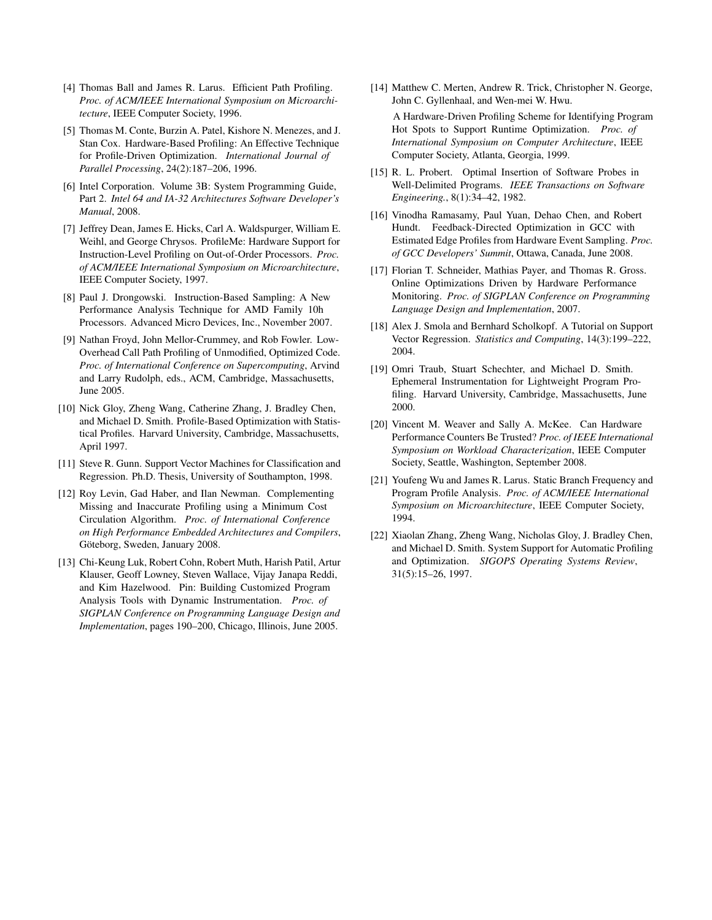[4] Thomas Ball and James R. Larus. Efficient Path Profiling. *Proc. of ACM/IEEE International Symposium on Microarchitecture*, IEEE Computer Society, 1996.

[5] Thomas M. Conte, Burzin A. Patel, Kishore N. Menezes, and J. Stan Cox. Hardware-Based Profiling: An Effective Technique for Profile-Driven Optimization. *International Journal of Parallel Processing*, 24(2):187–206, 1996.

[6] Intel Corporation. Volume 3B: System Programming Guide, Part 2. *Intel 64 and IA-32 Architectures Software Developer's Manual*, 2008.

[7] Jeffrey Dean, James E. Hicks, Carl A. Waldspurger, William E. Weihl, and George Chrysos. ProfileMe: Hardware Support for Instruction-Level Profiling on Out-of-Order Processors. *Proc. of ACM/IEEE International Symposium on Microarchitecture*, IEEE Computer Society, 1997.

[8] Paul J. Drongowski. Instruction-Based Sampling: A New Performance Analysis Technique for AMD Family 10h Processors. Advanced Micro Devices, Inc., November 2007.

[9] Nathan Froyd, John Mellor-Crummey, and Rob Fowler. Low-Overhead Call Path Profiling of Unmodified, Optimized Code. *Proc. of International Conference on Supercomputing*, Arvind and Larry Rudolph, eds., ACM, Cambridge, Massachusetts, June 2005.

[10] Nick Gloy, Zheng Wang, Catherine Zhang, J. Bradley Chen, and Michael D. Smith. Profile-Based Optimization with Statistical Profiles. Harvard University, Cambridge, Massachusetts, April 1997.

[11] Steve R. Gunn. Support Vector Machines for Classification and Regression. Ph.D. Thesis, University of Southampton, 1998.

[12] Roy Levin, Gad Haber, and Ilan Newman. Complementing Missing and Inaccurate Profiling using a Minimum Cost Circulation Algorithm. *Proc. of International Conference on High Performance Embedded Architectures and Compilers*, Göteborg, Sweden, January 2008.

[13] Chi-Keung Luk, Robert Cohn, Robert Muth, Harish Patil, Artur Klauser, Geoff Lowney, Steven Wallace, Vijay Janapa Reddi, and Kim Hazelwood. Pin: Building Customized Program Analysis Tools with Dynamic Instrumentation. *Proc. of SIGPLAN Conference on Programming Language Design and Implementation*, pages 190–200, Chicago, Illinois, June 2005.

[14] Matthew C. Merten, Andrew R. Trick, Christopher N. George, John C. Gyllenhaal, and Wen-mei W. Hwu. A Hardware-Driven Profiling Scheme for Identifying Program Hot Spots to Support Runtime Optimization. *Proc. of International Symposium on Computer Architecture*, IEEE Computer Society, Atlanta, Georgia, 1999.

[15] R. L. Probert. Optimal Insertion of Software Probes in Well-Delimited Programs. *IEEE Transactions on Software Engineering.*, 8(1):34–42, 1982.

[16] Vinodha Ramasamy, Paul Yuan, Dehao Chen, and Robert Hundt. Feedback-Directed Optimization in GCC with Estimated Edge Profiles from Hardware Event Sampling. *Proc. of GCC Developers' Summit*, Ottawa, Canada, June 2008.

[17] Florian T. Schneider, Mathias Payer, and Thomas R. Gross. Online Optimizations Driven by Hardware Performance Monitoring. *Proc. of SIGPLAN Conference on Programming Language Design and Implementation*, 2007.

[18] Alex J. Smola and Bernhard Scholkopf. A Tutorial on Support Vector Regression. *Statistics and Computing*, 14(3):199–222, 2004.

[19] Omri Traub, Stuart Schechter, and Michael D. Smith. Ephemeral Instrumentation for Lightweight Program Profiling. Harvard University, Cambridge, Massachusetts, June 2000.

[20] Vincent M. Weaver and Sally A. McKee. Can Hardware Performance Counters Be Trusted? *Proc. of IEEE International Symposium on Workload Characterization*, IEEE Computer Society, Seattle, Washington, September 2008.

[21] Youfeng Wu and James R. Larus. Static Branch Frequency and Program Profile Analysis. *Proc. of ACM/IEEE International Symposium on Microarchitecture*, IEEE Computer Society, 1994.

[22] Xiaolan Zhang, Zheng Wang, Nicholas Gloy, J. Bradley Chen, and Michael D. Smith. System Support for Automatic Profiling and Optimization. *SIGOPS Operating Systems Review*, 31(5):15–26, 1997.